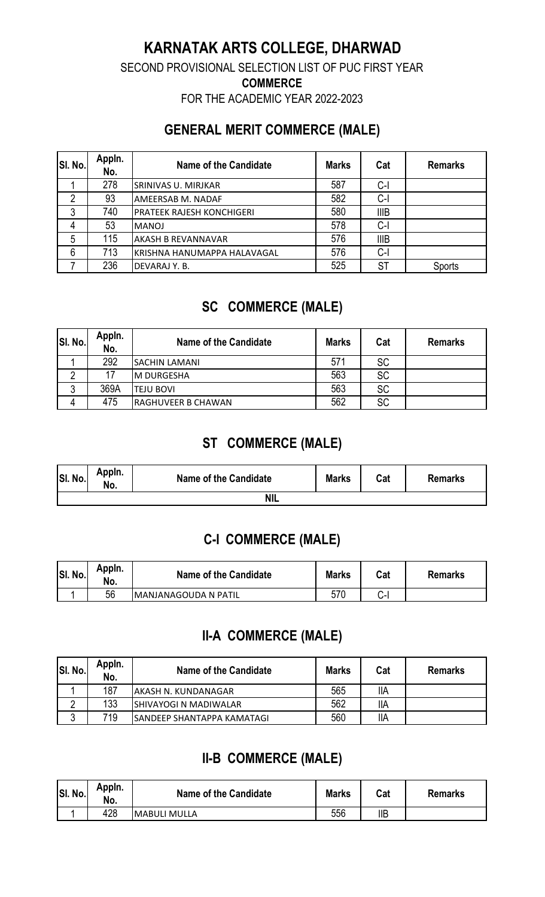# KARNATAK ARTS COLLEGE, DHARWAD

SECOND PROVISIONAL SELECTION LIST OF PUC FIRST YEAR

**COMMERCE**

FOR THE ACADEMIC YEAR 2022-2023

## GENERAL MERIT COMMERCE (MALE)

| Sl. No. | Appln. No. | Name of the Candidate | Marks | Cat | Remarks |
|---|---|---|---|---|---|
| 1 | 278 | SRINIVAS U. MIRJKAR | 587 | C-I | |
| 2 | 93 | AMEERSAB M. NADAF | 582 | C-I | |
| 3 | 740 | PRATEEK RAJESH KONCHIGERI | 580 | IIIB | |
| 4 | 53 | MANOJ | 578 | C-I | |
| 5 | 115 | AKASH B REVANNAVAR | 576 | IIIB | |
| 6 | 713 | KRISHNA HANUMAPPA HALAVAGAL | 576 | C-I | |
| 7 | 236 | DEVARAJ Y. B. | 525 | ST | Sports |

## SC COMMERCE (MALE)

| Sl. No. | Appln. No. | Name of the Candidate | Marks | Cat | Remarks |
|---|---|---|---|---|---|
| 1 | 292 | SACHIN LAMANI | 571 | SC | |
| 2 | 17 | M DURGESHA | 563 | SC | |
| 3 | 369A | TEJU BOVI | 563 | SC | |
| 4 | 475 | RAGHUVEER B CHAWAN | 562 | SC | |

## ST COMMERCE (MALE)

| Sl. No. | Appln. No. | Name of the Candidate | Marks | Cat | Remarks |
|---|---|---|---|---|---|
| | | NIL | | | |

## C-I COMMERCE (MALE)

| Sl. No. | Appln. No. | Name of the Candidate | Marks | Cat | Remarks |
|---|---|---|---|---|---|
| 1 | 56 | MANJANAGOUDA N PATIL | 570 | C-I | |

## II-A COMMERCE (MALE)

| Sl. No. | Appln. No. | Name of the Candidate | Marks | Cat | Remarks |
|---|---|---|---|---|---|
| 1 | 187 | AKASH N. KUNDANAGAR | 565 | IIA | |
| 2 | 133 | SHIVAYOGI N MADIWALAR | 562 | IIA | |
| 3 | 719 | SANDEEP SHANTAPPA KAMATAGI | 560 | IIA | |

## II-B COMMERCE (MALE)

| Sl. No. | Appln. No. | Name of the Candidate | Marks | Cat | Remarks |
|---|---|---|---|---|---|
| 1 | 428 | MABULI MULLA | 556 | IIB | |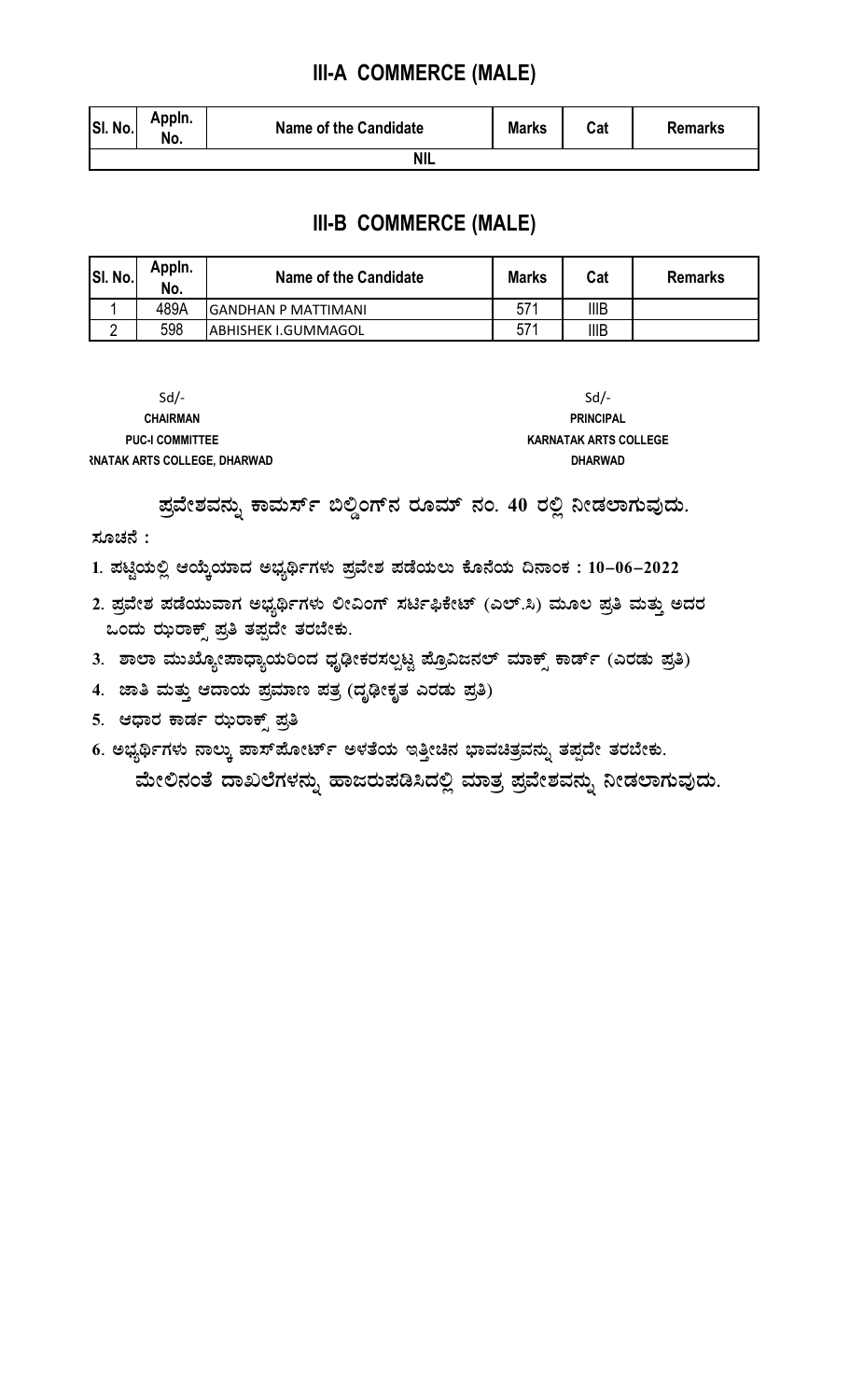## III-A COMMERCE (MALE)

| Sl. No. | Appln. No. | Name of the Candidate | Marks | Cat | Remarks |
|---|---|---|---|---|---|
| NIL | | | | | |

## III-B COMMERCE (MALE)

| Sl. No. | Appln. No. | Name of the Candidate | Marks | Cat | Remarks |
|---|---|---|---|---|---|
| 1 | 489A | GANDHAN P MATTIMANI | 571 | IIIB | |
| 2 | 598 | ABHISHEK I.GUMMAGOL | 571 | IIIB | |

Sd/-
**CHAIRMAN**
**PUC-I COMMITTEE**
**RNATAK ARTS COLLEGE, DHARWAD**

Sd/-
**PRINCIPAL**
**KARNATAK ARTS COLLEGE**
**DHARWAD**

**ಪ್ರವೇಶವನ್ನು ಕಾಮರ್ಸ್ ಬಿಲ್ಡಿಂಗ್‌ನ ರೂಮ್ ನಂ. 40 ರಲ್ಲಿ ನೀಡಲಾಗುವುದು.**

**ಸೂಚನೆ :**

1. **ಪಟ್ಟಿಯಲ್ಲಿ ಆಯ್ಕೆಯಾದ ಅಭ್ಯರ್ಥಿಗಳು ಪ್ರವೇಶ ಪಡೆಯಲು ಕೊನೆಯ ದಿನಾಂಕ : 10–06–2022**
2. ಪ್ರವೇಶ ಪಡೆಯುವಾಗ ಅಭ್ಯರ್ಥಿಗಳು ಲೀವಿಂಗ್ ಸರ್ಟಿಫಿಕೇಟ್ (ಎಲ್.ಸಿ) ಮೂಲ ಪ್ರತಿ ಮತ್ತು ಅದರ ಒಂದು ಝರಾಕ್ಸ್ ಪ್ರತಿ ತಪ್ಪದೇ ತರಬೇಕು.
3. ಶಾಲಾ ಮುಖ್ಯೋಪಾಧ್ಯಾಯರಿಂದ ಧೃಢೀಕರಿಸಲ್ಪಟ್ಟ ಪ್ರೊವಿಜನಲ್ ಮಾರ್ಕ್ಸ್ ಕಾರ್ಡ್ (ಎರಡು ಪ್ರತಿ)
4. ಜಾತಿ ಮತ್ತು ಆದಾಯ ಪ್ರಮಾಣ ಪತ್ರ (ಧೃಢೀಕೃತ ಎರಡು ಪ್ರತಿ)
5. ಆಧಾರ ಕಾರ್ಡ ಝರಾಕ್ಸ್ ಪ್ರತಿ
6. ಅಭ್ಯರ್ಥಿಗಳು ನಾಲ್ಕು ಪಾಸ್‌ಪೋರ್ಟ್ ಅಳತೆಯ ಇತ್ತೀಚಿನ ಭಾವಚಿತ್ರವನ್ನು ತಪ್ಪದೇ ತರಬೇಕು.

**ಮೇಲಿನಂತೆ ದಾಖಲೆಗಳನ್ನು ಹಾಜರುಪಡಿಸಿದಲ್ಲಿ ಮಾತ್ರ ಪ್ರವೇಶವನ್ನು ನೀಡಲಾಗುವುದು.**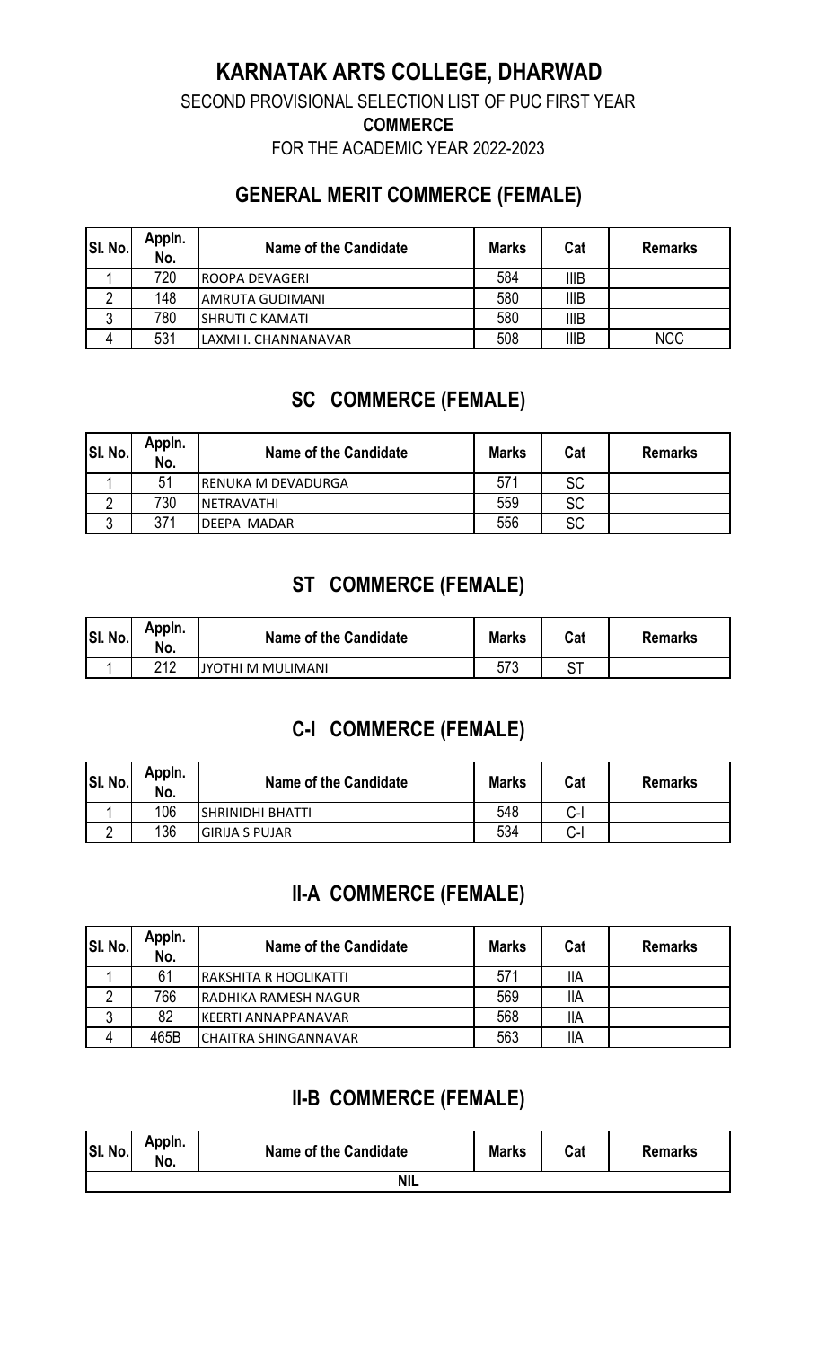# KARNATAK ARTS COLLEGE, DHARWAD

SECOND PROVISIONAL SELECTION LIST OF PUC FIRST YEAR

**COMMERCE**

FOR THE ACADEMIC YEAR 2022-2023

## GENERAL MERIT COMMERCE (FEMALE)

| Sl. No. | Appln. No. | Name of the Candidate | Marks | Cat | Remarks |
|---|---|---|---|---|---|
| 1 | 720 | ROOPA DEVAGERI | 584 | IIIB | |
| 2 | 148 | AMRUTA GUDIMANI | 580 | IIIB | |
| 3 | 780 | SHRUTI C KAMATI | 580 | IIIB | |
| 4 | 531 | LAXMI I. CHANNANAVAR | 508 | IIIB | NCC |

## SC COMMERCE (FEMALE)

| Sl. No. | Appln. No. | Name of the Candidate | Marks | Cat | Remarks |
|---|---|---|---|---|---|
| 1 | 51 | RENUKA M DEVADURGA | 571 | SC | |
| 2 | 730 | NETRAVATHI | 559 | SC | |
| 3 | 371 | DEEPA MADAR | 556 | SC | |

## ST COMMERCE (FEMALE)

| Sl. No. | Appln. No. | Name of the Candidate | Marks | Cat | Remarks |
|---|---|---|---|---|---|
| 1 | 212 | JYOTHI M MULIMANI | 573 | ST | |

## C-I COMMERCE (FEMALE)

| Sl. No. | Appln. No. | Name of the Candidate | Marks | Cat | Remarks |
|---|---|---|---|---|---|
| 1 | 106 | SHRINIDHI BHATTI | 548 | C-I | |
| 2 | 136 | GIRIJA S PUJAR | 534 | C-I | |

## II-A COMMERCE (FEMALE)

| Sl. No. | Appln. No. | Name of the Candidate | Marks | Cat | Remarks |
|---|---|---|---|---|---|
| 1 | 61 | RAKSHITA R HOOLIKATTI | 571 | IIA | |
| 2 | 766 | RADHIKA RAMESH NAGUR | 569 | IIA | |
| 3 | 82 | KEERTI ANNAPPANAVAR | 568 | IIA | |
| 4 | 465B | CHAITRA SHINGANNAVAR | 563 | IIA | |

## II-B COMMERCE (FEMALE)

| Sl. No. | Appln. No. | Name of the Candidate | Marks | Cat | Remarks |
|---|---|---|---|---|---|
| | | NIL | | | |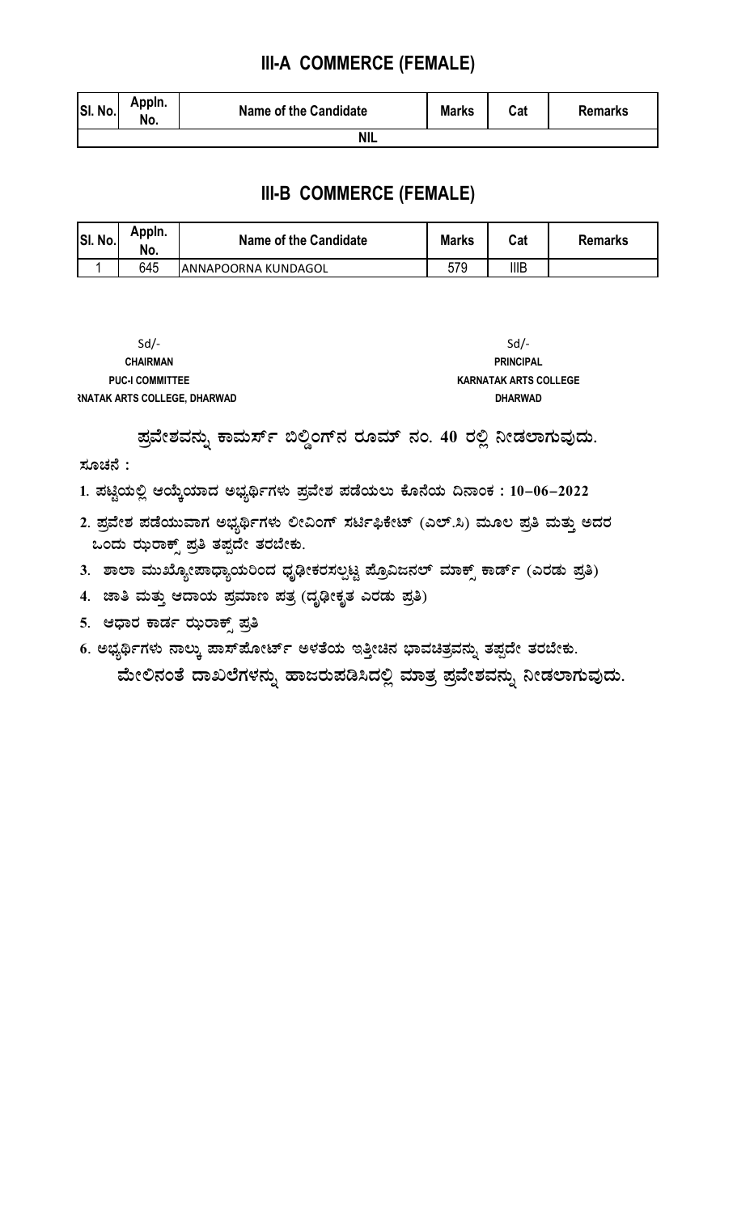## III-A COMMERCE (FEMALE)

| Sl. No. | Appln. No. | Name of the Candidate | Marks | Cat | Remarks |
|---|---|---|---|---|---|
| NIL | | | | | |

## III-B COMMERCE (FEMALE)

| Sl. No. | Appln. No. | Name of the Candidate | Marks | Cat | Remarks |
|---|---|---|---|---|---|
| 1 | 645 | ANNAPOORNA KUNDAGOL | 579 | IIIB | |

Sd/-
**CHAIRMAN**
**PUC-I COMMITTEE**
**RNATAK ARTS COLLEGE, DHARWAD**

Sd/-
**PRINCIPAL**
**KARNATAK ARTS COLLEGE**
**DHARWAD**

**ಪ್ರವೇಶವನ್ನು ಕಾಮರ್ಸ್ ಬಿಲ್ಡಿಂಗ್‌ನ ರೂಮ್ ನಂ. 40 ರಲ್ಲಿ ನೀಡಲಾಗುವುದು.**

**ಸೂಚನೆ :**

1. ಪಟ್ಟಿಯಲ್ಲಿ ಆಯ್ಕೆಯಾದ ಅಭ್ಯರ್ಥಿಗಳು ಪ್ರವೇಶ ಪಡೆಯಲು ಕೊನೆಯ ದಿನಾಂಕ : 10–06–2022
2. ಪ್ರವೇಶ ಪಡೆಯುವಾಗ ಅಭ್ಯರ್ಥಿಗಳು ಲೀವಿಂಗ್ ಸರ್ಟಿಫಿಕೇಟ್ (ಎಲ್.ಸಿ) ಮೂಲ ಪ್ರತಿ ಮತ್ತು ಅದರ ಒಂದು ಝರಾಕ್ಸ್ ಪ್ರತಿ ತಪ್ಪದೇ ತರಬೇಕು.
3. ಶಾಲಾ ಮುಖ್ಯೋಪಾಧ್ಯಾಯರಿಂದ ಧೃಢೀಕರಸಲ್ಪಟ್ಟ ಪ್ರೊವಿಜನಲ್ ಮಾರ್ಕ್ಸ್ ಕಾರ್ಡ್ (ಎರಡು ಪ್ರತಿ)
4. ಜಾತಿ ಮತ್ತು ಆದಾಯ ಪ್ರಮಾಣ ಪತ್ರ (ದೃಢೀಕೃತ ಎರಡು ಪ್ರತಿ)
5. ಆಧಾರ ಕಾರ್ಡ ಝರಾಕ್ಸ್ ಪ್ರತಿ
6. ಅಭ್ಯರ್ಥಿಗಳು ನಾಲ್ಕು ಪಾಸ್‌ಪೋರ್ಟ್ ಅಳತೆಯ ಇತ್ತೀಚಿನ ಭಾವಚಿತ್ರವನ್ನು ತಪ್ಪದೇ ತರಬೇಕು.

**ಮೇಲಿನಂತೆ ದಾಖಲೆಗಳನ್ನು ಹಾಜರುಪಡಿಸಿದಲ್ಲಿ ಮಾತ್ರ ಪ್ರವೇಶವನ್ನು ನೀಡಲಾಗುವುದು.**